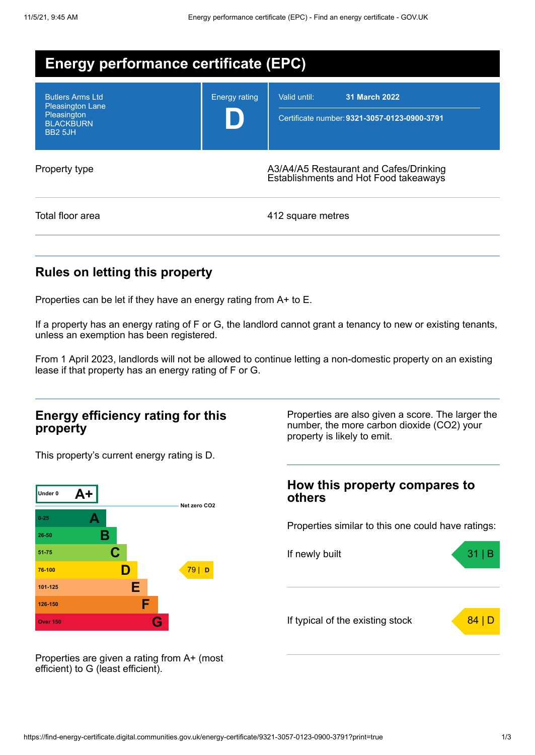# Energy performance certificate (EPC)

Butlers Arms Ltd
Pleasington Lane
Pleasington
BLACKBURN
BB2 5JH

Energy rating: **D**

Valid until: **31 March 2022**

Certificate number: **9321-3057-0123-0900-3791**

| | |
|---|---|
| Property type | A3/A4/A5 Restaurant and Cafes/Drinking Establishments and Hot Food takeaways |
| Total floor area | 412 square metres |

## Rules on letting this property

Properties can be let if they have an energy rating from A+ to E.

If a property has an energy rating of F or G, the landlord cannot grant a tenancy to new or existing tenants, unless an exemption has been registered.

From 1 April 2023, landlords will not be allowed to continue letting a non-domestic property on an existing lease if that property has an energy rating of F or G.

## Energy efficiency rating for this property

This property's current energy rating is D.

| Score | Rating |
|---|---|
| Under 0 | A+ |
| 0-25 | A |
| 26-50 | B |
| 51-75 | C |
| 76-100 | D |
| 101-125 | E |
| 126-150 | F |
| Over 150 | G |

Net zero CO2

This property: 79 | D

Properties are given a rating from A+ (most efficient) to G (least efficient).

Properties are also given a score. The larger the number, the more carbon dioxide (CO2) your property is likely to emit.

## How this property compares to others

Properties similar to this one could have ratings:

| | |
|---|---|
| If newly built | 31 \| B |
| If typical of the existing stock | 84 \| D |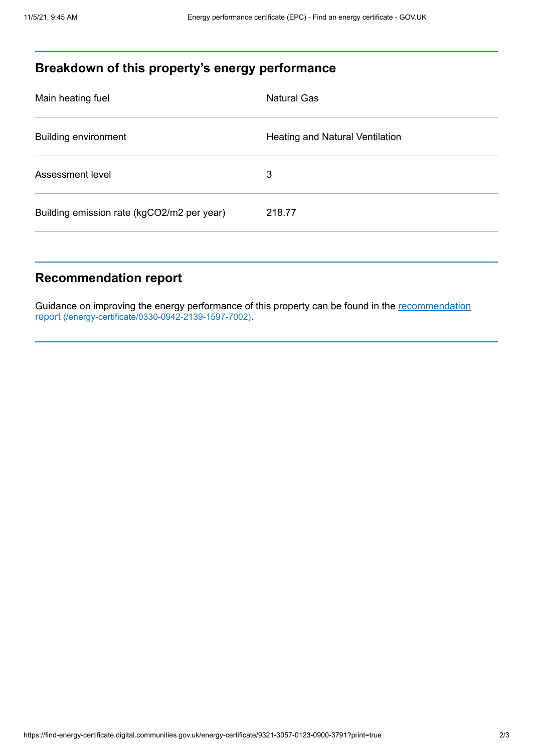## Breakdown of this property's energy performance

| | |
|---|---|
| Main heating fuel | Natural Gas |
| Building environment | Heating and Natural Ventilation |
| Assessment level | 3 |
| Building emission rate (kgCO2/m2 per year) | 218.77 |

## Recommendation report

Guidance on improving the energy performance of this property can be found in the [recommendation report (/energy-certificate/0330-0942-2139-1597-7002)](/energy-certificate/0330-0942-2139-1597-7002).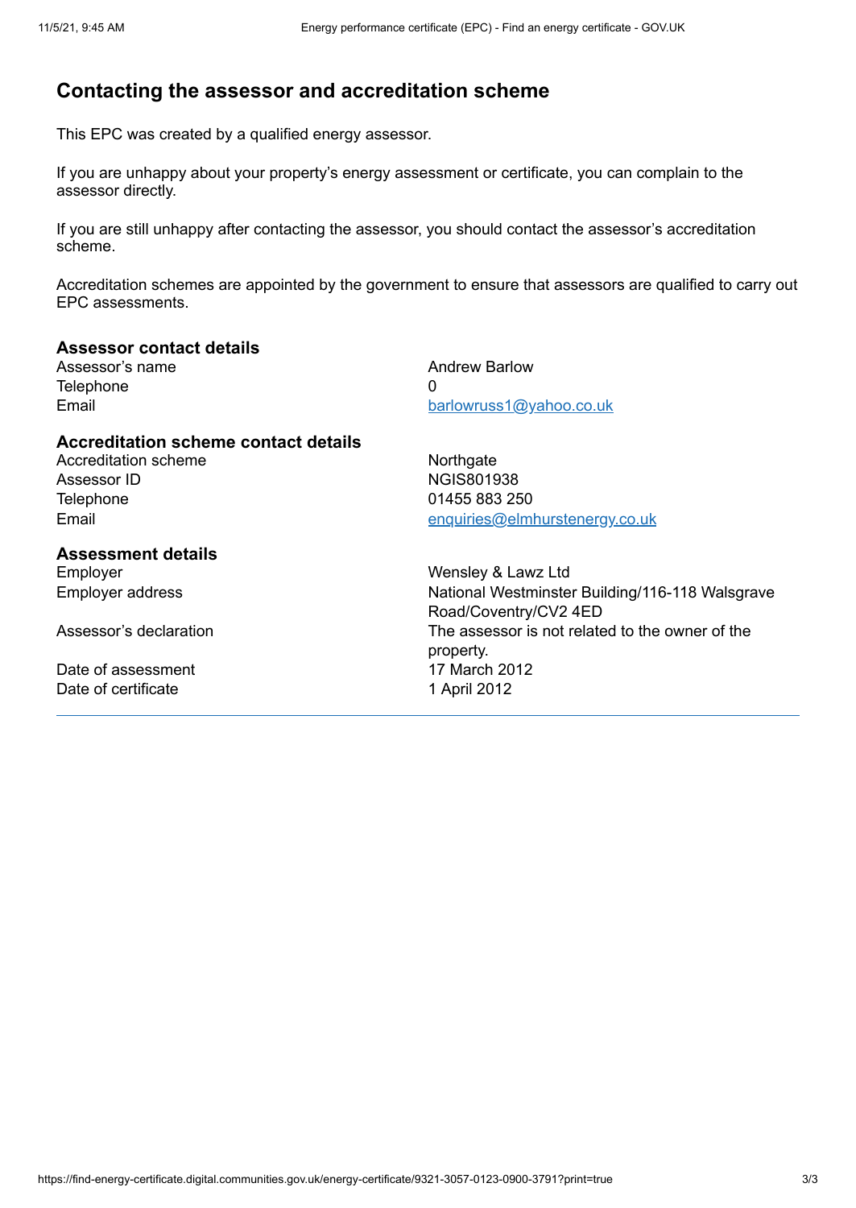## Contacting the assessor and accreditation scheme

This EPC was created by a qualified energy assessor.

If you are unhappy about your property's energy assessment or certificate, you can complain to the assessor directly.

If you are still unhappy after contacting the assessor, you should contact the assessor's accreditation scheme.

Accreditation schemes are appointed by the government to ensure that assessors are qualified to carry out EPC assessments.

### Assessor contact details

| | |
|---|---|
| Assessor's name | Andrew Barlow |
| Telephone | 0 |
| Email | barlowruss1@yahoo.co.uk |

### Accreditation scheme contact details

| | |
|---|---|
| Accreditation scheme | Northgate |
| Assessor ID | NGIS801938 |
| Telephone | 01455 883 250 |
| Email | enquiries@elmhurstenergy.co.uk |

### Assessment details

| | |
|---|---|
| Employer | Wensley & Lawz Ltd |
| Employer address | National Westminster Building/116-118 Walsgrave Road/Coventry/CV2 4ED |
| Assessor's declaration | The assessor is not related to the owner of the property. |
| Date of assessment | 17 March 2012 |
| Date of certificate | 1 April 2012 |